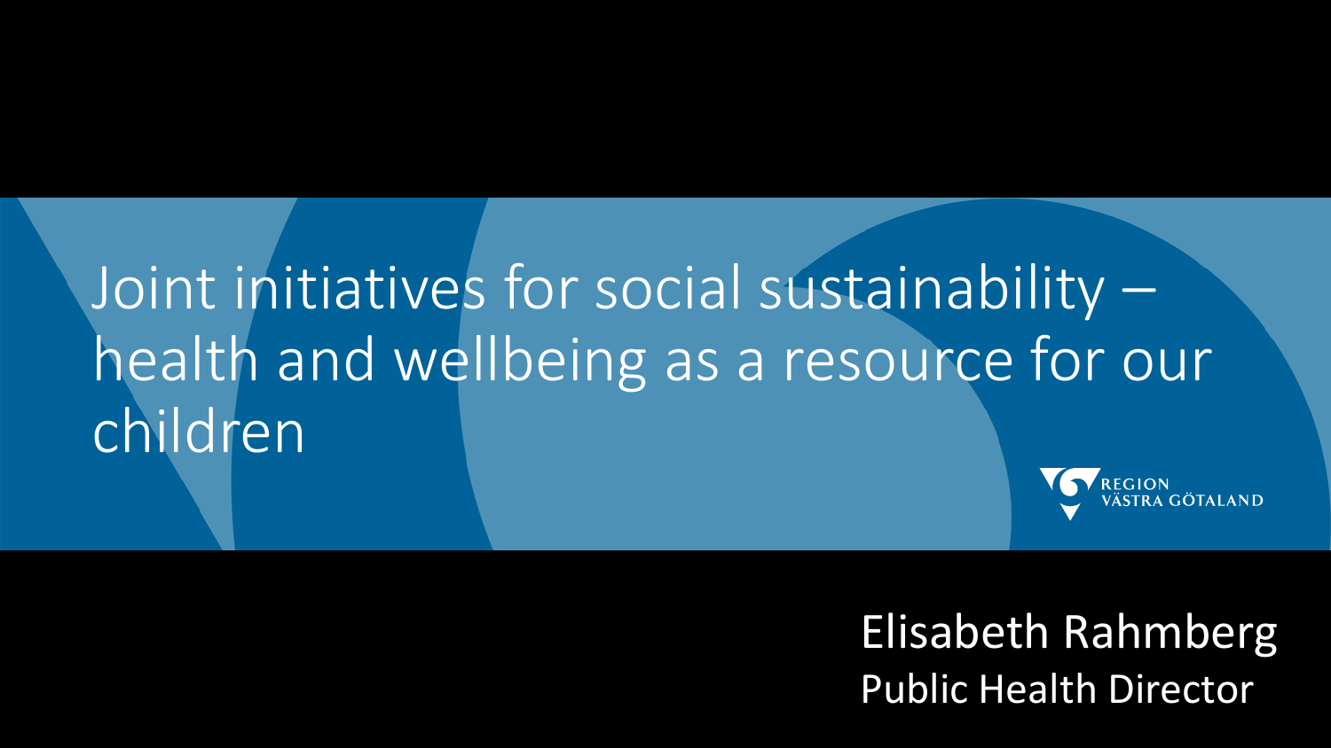# Joint initiatives for social sustainability – health and wellbeing as a resource for our children

REGION VÄSTRA GÖTALAND

Elisabeth Rahmberg
Public Health Director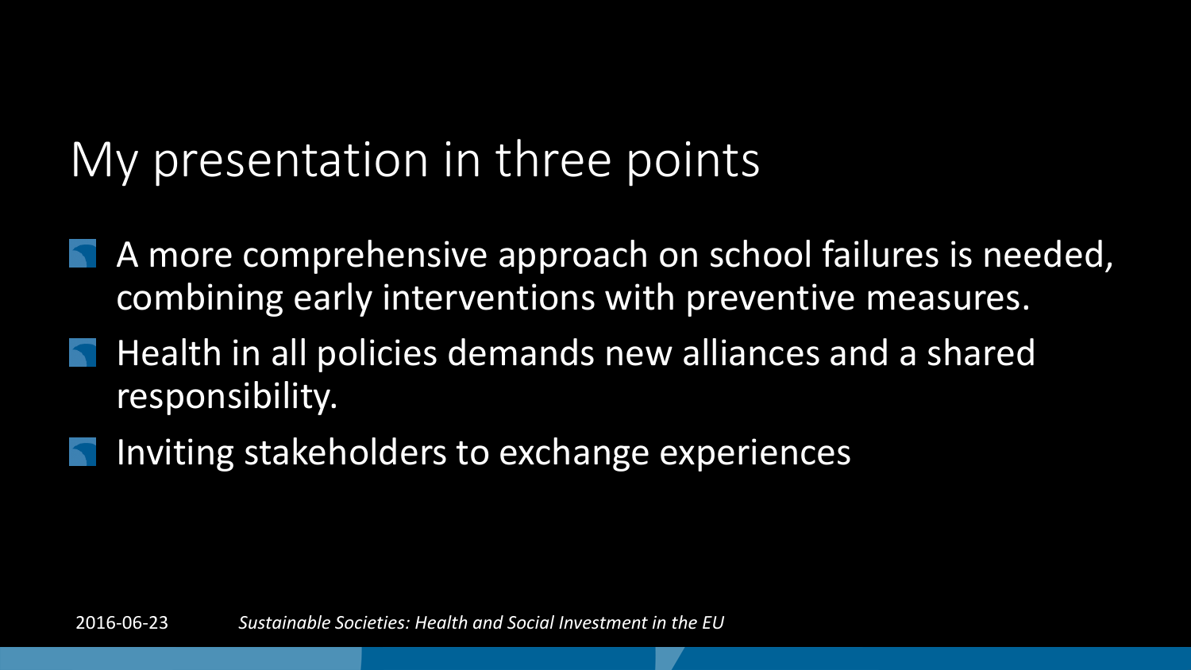# My presentation in three points

- A more comprehensive approach on school failures is needed, combining early interventions with preventive measures.
- Health in all policies demands new alliances and a shared responsibility.
- Inviting stakeholders to exchange experiences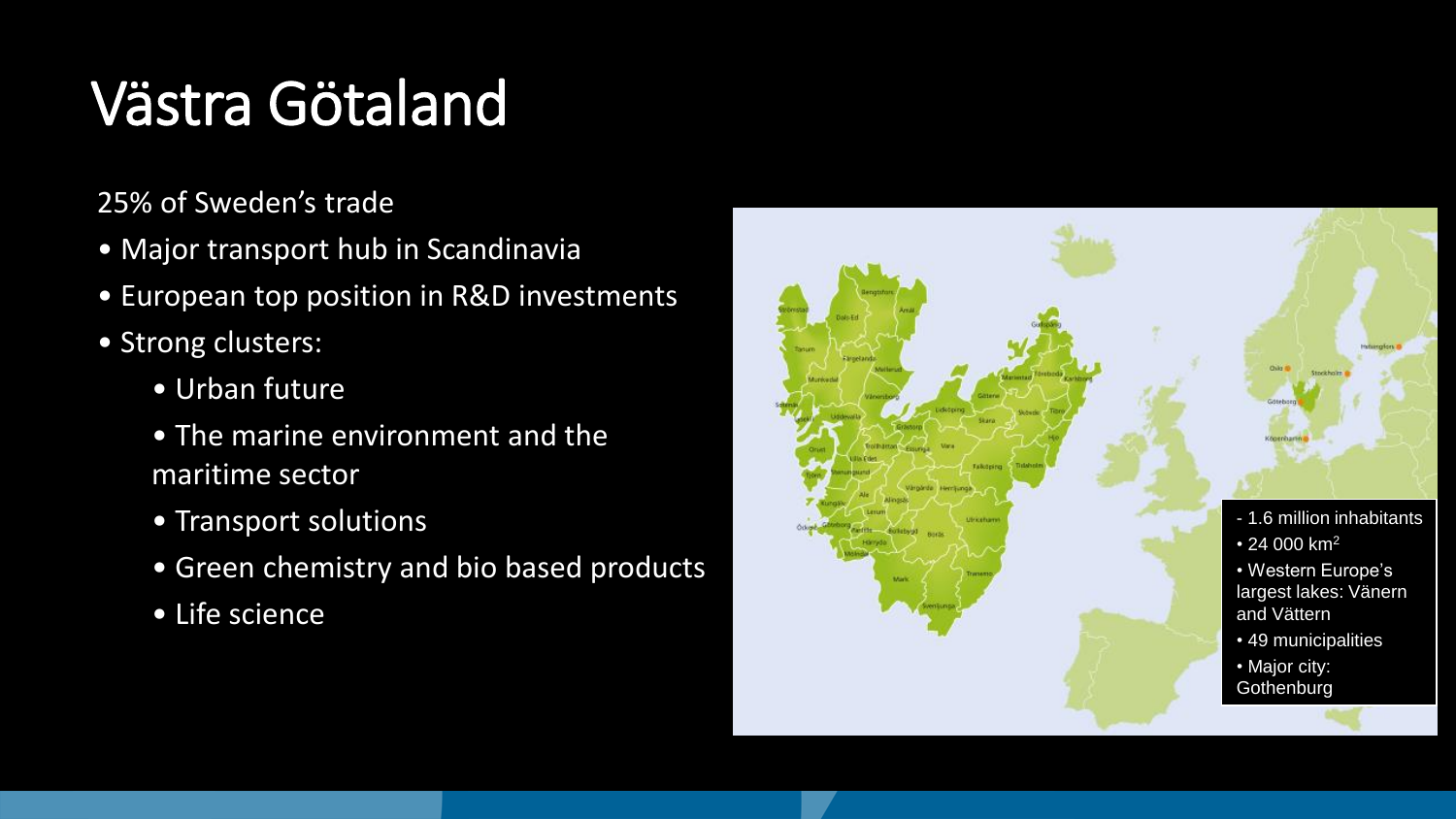# Västra Götaland

25% of Sweden's trade

- Major transport hub in Scandinavia
- European top position in R&D investments
- Strong clusters:
  - Urban future
  - The marine environment and the maritime sector
  - Transport solutions
  - Green chemistry and bio based products
  - Life science

- 1.6 million inhabitants
- 24 000 $km^2$
- Western Europe's largest lakes: Vänern and Vättern
- 49 municipalities
- Major city: Gothenburg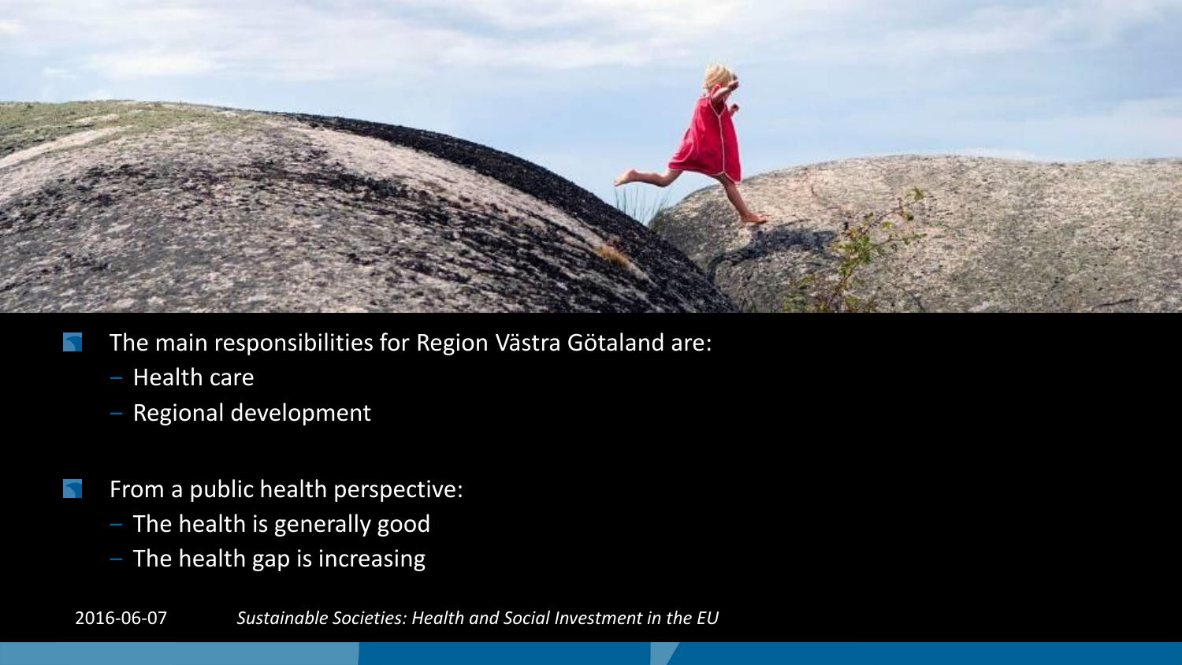- The main responsibilities for Region Västra Götaland are:
  - Health care
  - Regional development
- From a public health perspective:
  - The health is generally good
  - The health gap is increasing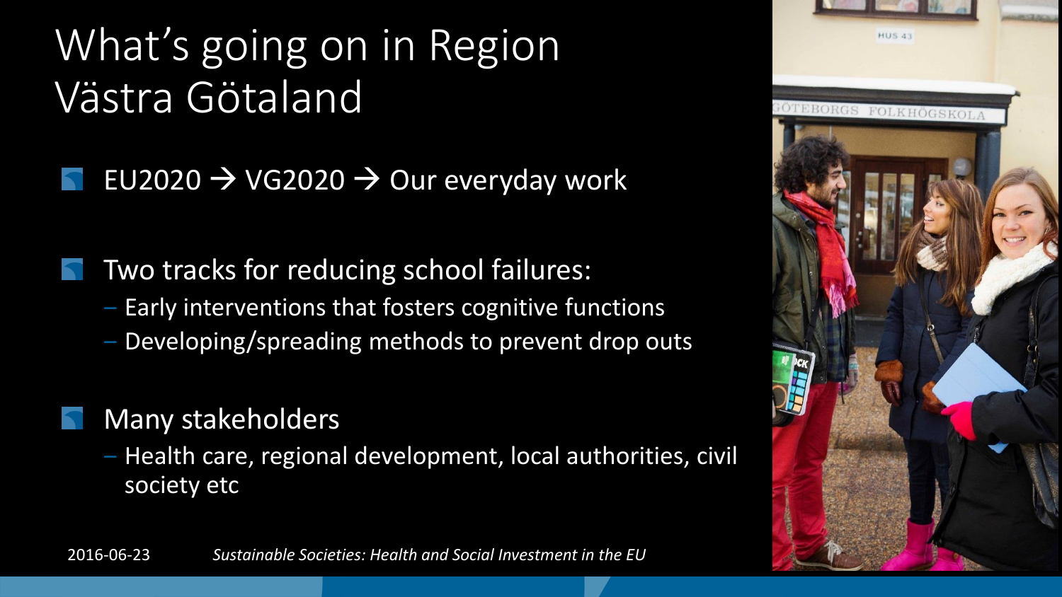# What's going on in Region Västra Götaland

- EU2020 → VG2020 → Our everyday work
- Two tracks for reducing school failures:
  - Early interventions that fosters cognitive functions
  - Developing/spreading methods to prevent drop outs
- Many stakeholders
  - Health care, regional development, local authorities, civil society etc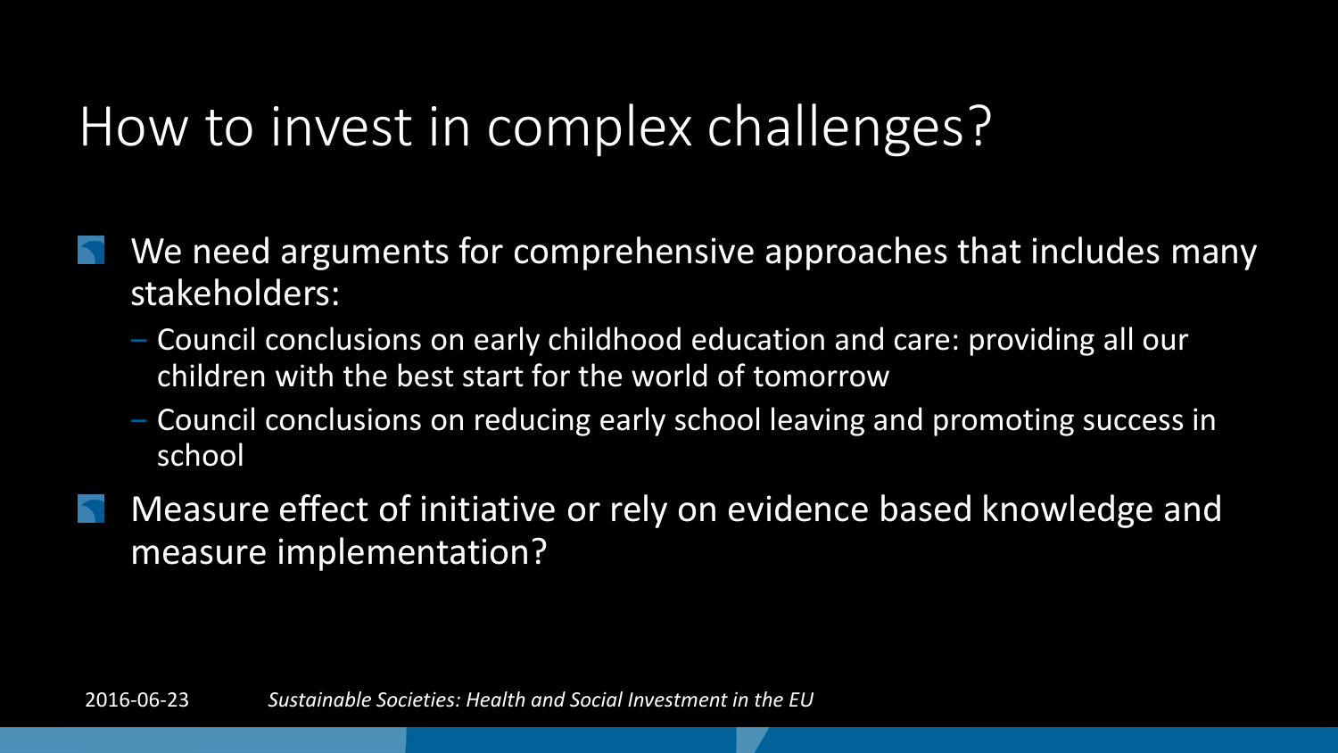# How to invest in complex challenges?

- We need arguments for comprehensive approaches that includes many stakeholders:
  - Council conclusions on early childhood education and care: providing all our children with the best start for the world of tomorrow
  - Council conclusions on reducing early school leaving and promoting success in school
- Measure effect of initiative or rely on evidence based knowledge and measure implementation?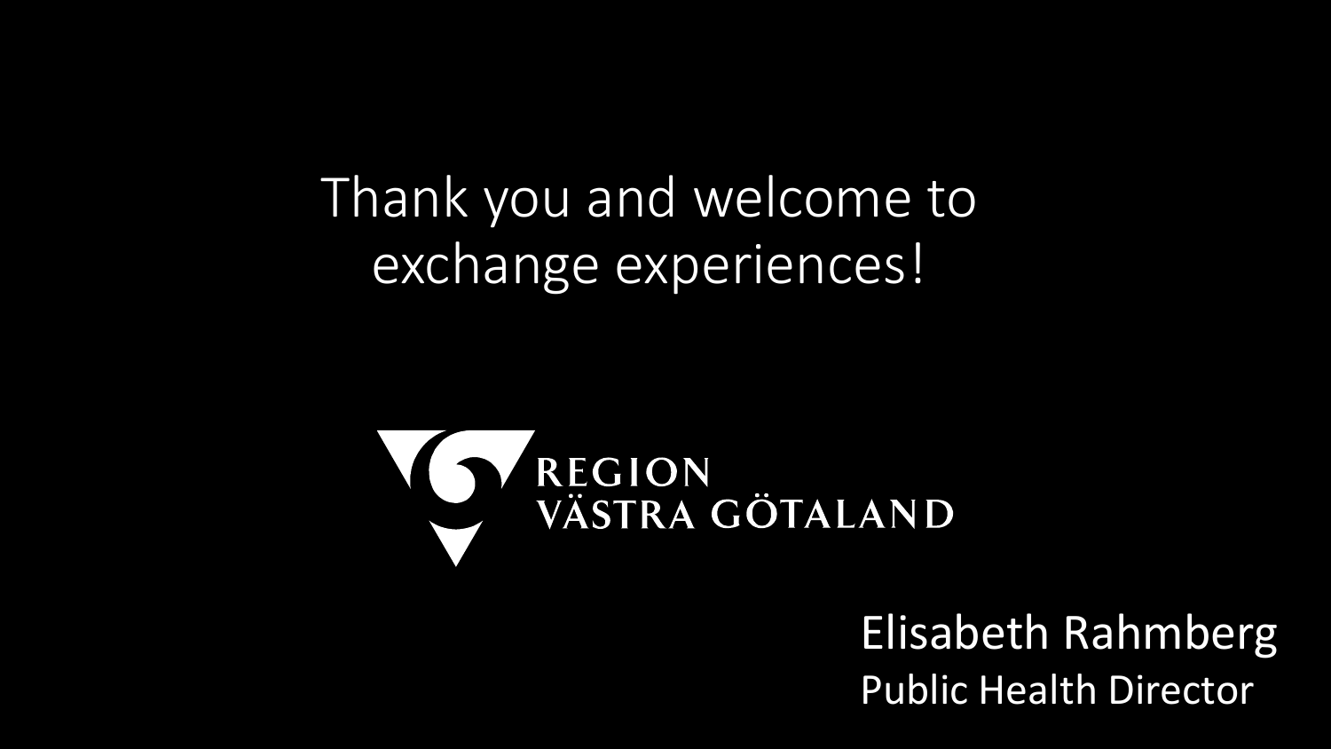Thank you and welcome to exchange experiences!

REGION VÄSTRA GÖTALAND

Elisabeth Rahmberg
Public Health Director